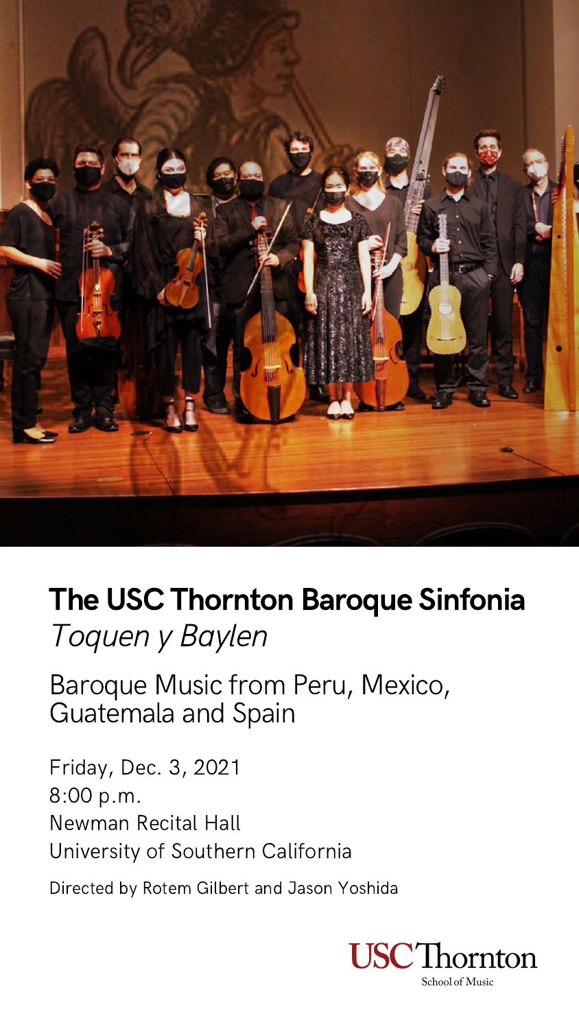# The USC Thornton Baroque Sinfonia

*Toquen y Baylen*

Baroque Music from Peru, Mexico, Guatemala and Spain

Friday, Dec. 3, 2021
8:00 p.m.
Newman Recital Hall
University of Southern California

Directed by Rotem Gilbert and Jason Yoshida

USC Thornton
School of Music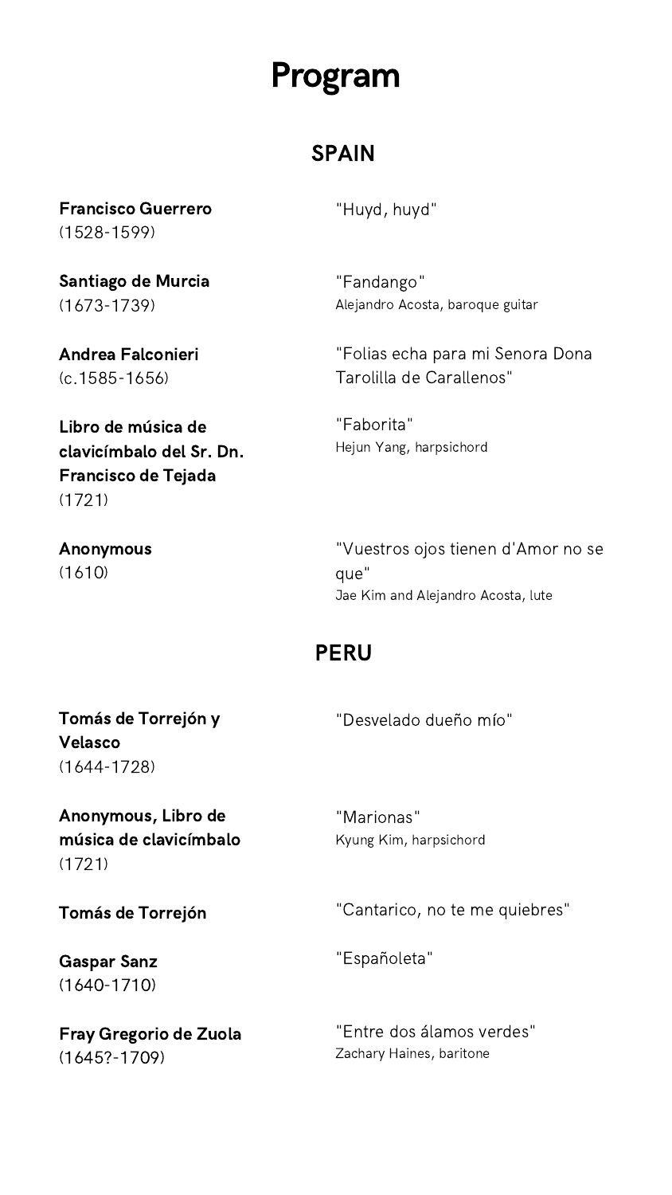# Program

## SPAIN

**Francisco Guerrero**
(1528-1599)

"Huyd, huyd"

**Santiago de Murcia**
(1673-1739)

"Fandango"
Alejandro Acosta, baroque guitar

**Andrea Falconieri**
(c.1585-1656)

"Folias echa para mi Senora Dona Tarolilla de Carallenos"

**Libro de música de clavicímbalo del Sr. Dn. Francisco de Tejada**
(1721)

"Faborita"
Hejun Yang, harpsichord

**Anonymous**
(1610)

"Vuestros ojos tienen d'Amor no se que"
Jae Kim and Alejandro Acosta, lute

## PERU

**Tomás de Torrejón y Velasco**
(1644-1728)

"Desvelado dueño mío"

**Anonymous, Libro de música de clavicímbalo**
(1721)

"Marionas"
Kyung Kim, harpsichord

**Tomás de Torrejón**

"Cantarico, no te me quiebres"

**Gaspar Sanz**
(1640-1710)

"Españoleta"

**Fray Gregorio de Zuola**
(1645?-1709)

"Entre dos álamos verdes"
Zachary Haines, baritone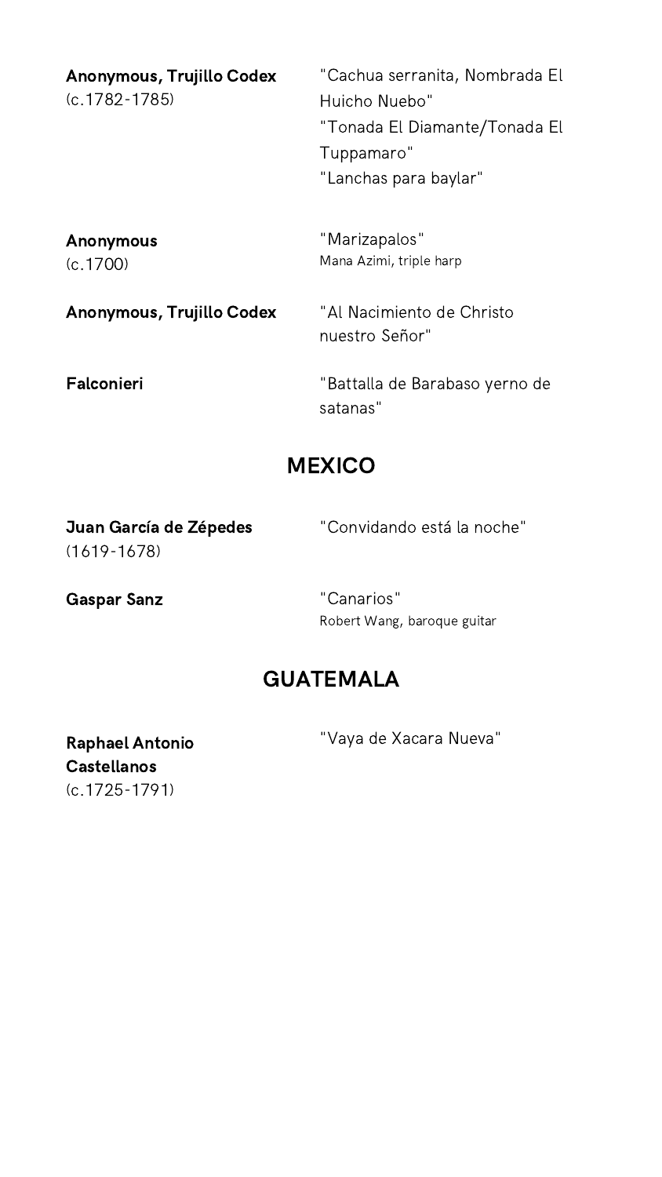**Anonymous, Trujillo Codex**
(c.1782-1785)

"Cachua serranita, Nombrada El Huicho Nuebo"
"Tonada El Diamante/Tonada El Tuppamaro"
"Lanchas para baylar"

**Anonymous**
(c.1700)

"Marizapalos"
Mana Azimi, triple harp

**Anonymous, Trujillo Codex**

"Al Nacimiento de Christo nuestro Señor"

**Falconieri**

"Battalla de Barabaso yerno de satanas"

## MEXICO

**Juan García de Zépedes**
(1619-1678)

"Convidando está la noche"

**Gaspar Sanz**

"Canarios"
Robert Wang, baroque guitar

## GUATEMALA

**Raphael Antonio Castellanos**
(c.1725-1791)

"Vaya de Xacara Nueva"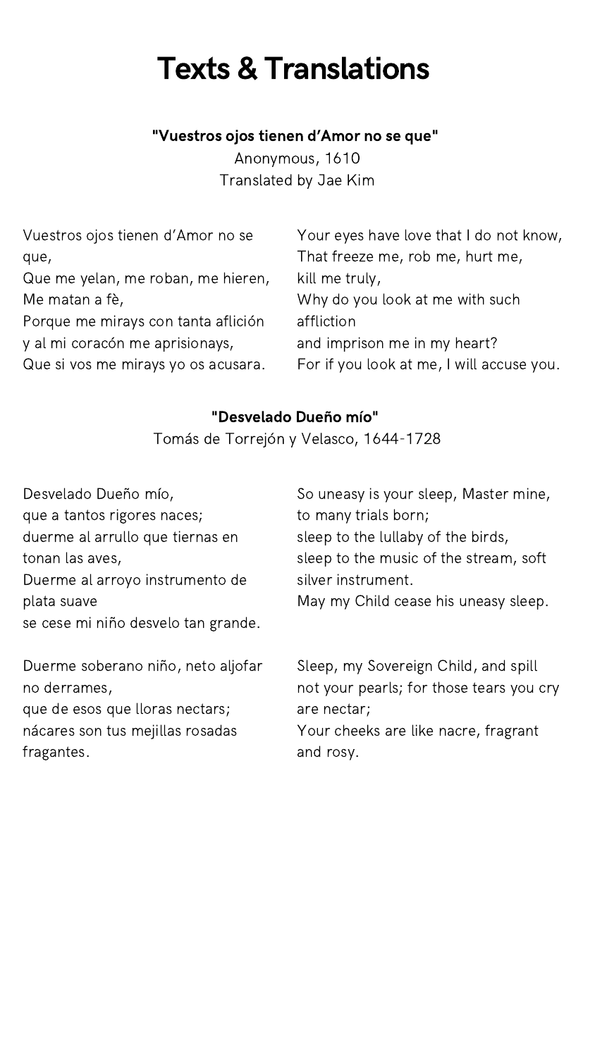# Texts & Translations

**"Vuestros ojos tienen d'Amor no se que"**

Anonymous, 1610

Translated by Jae Kim

| | |
|---|---|
| Vuestros ojos tienen d'Amor no se que,<br>Que me yelan, me roban, me hieren,<br>Me matan a fè,<br>Porque me mirays con tanta aflición<br>y al mi coracón me aprisionays,<br>Que si vos me mirays yo os acusara. | Your eyes have love that I do not know,<br>That freeze me, rob me, hurt me,<br>kill me truly,<br>Why do you look at me with such affliction<br>and imprison me in my heart?<br>For if you look at me, I will accuse you. |

**"Desvelado Dueño mío"**

Tomás de Torrejón y Velasco, 1644-1728

| | |
|---|---|
| Desvelado Dueño mío,<br>que a tantos rigores naces;<br>duerme al arrullo que tiernas en tonan las aves,<br>Duerme al arroyo instrumento de plata suave<br>se cese mi niño desvelo tan grande. | So uneasy is your sleep, Master mine,<br>to many trials born;<br>sleep to the lullaby of the birds,<br>sleep to the music of the stream, soft silver instrument.<br>May my Child cease his uneasy sleep. |
| Duerme soberano niño, neto aljofar no derrames,<br>que de esos que lloras nectars;<br>nácares son tus mejillas rosadas fragantes. | Sleep, my Sovereign Child, and spill not your pearls; for those tears you cry are nectar;<br>Your cheeks are like nacre, fragrant and rosy. |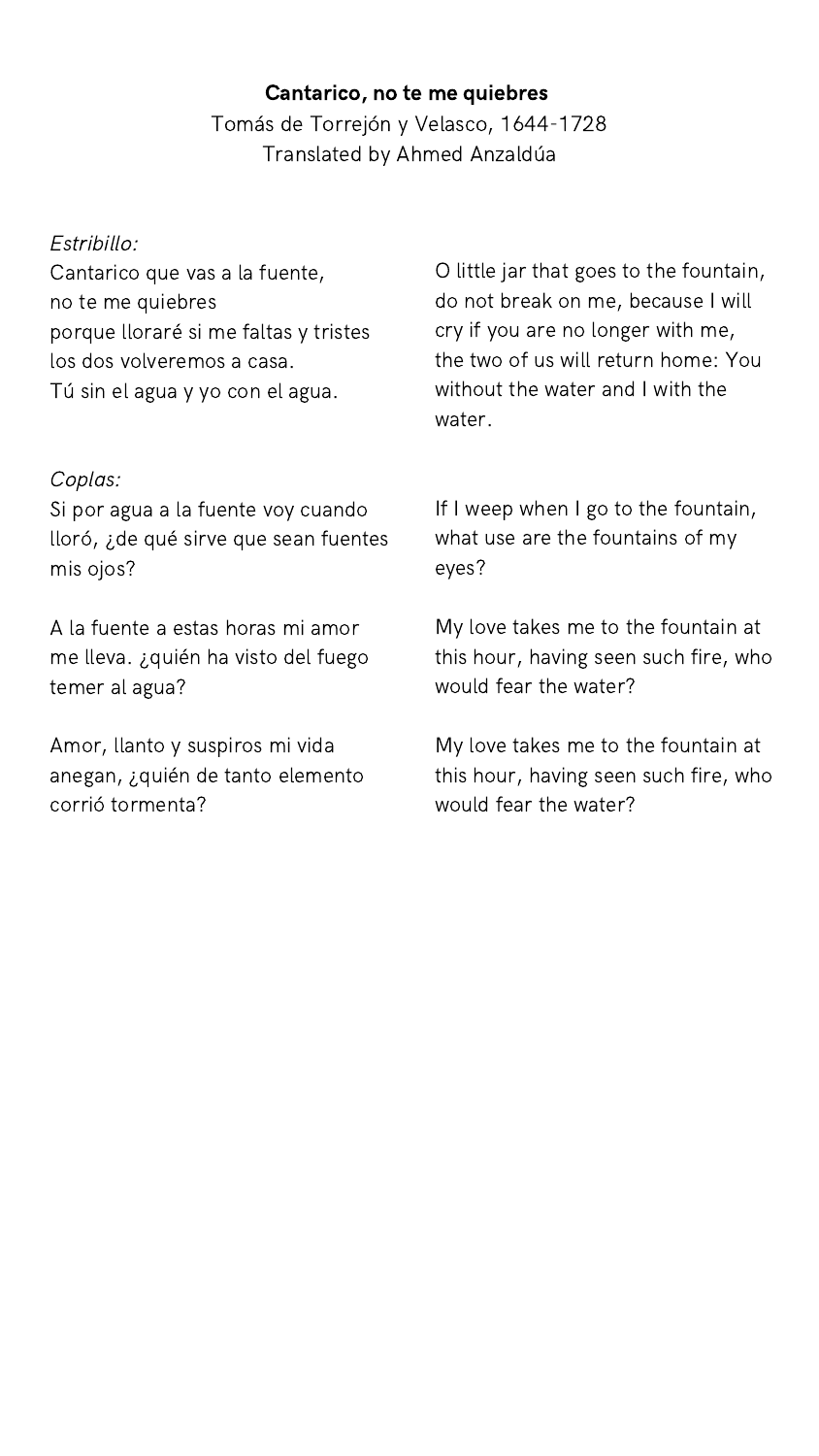**Cantarico, no te me quiebres**

Tomás de Torrejón y Velasco, 1644-1728

Translated by Ahmed Anzaldúa

*Estribillo:*

Cantarico que vas a la fuente,
no te me quiebres
porque lloraré si me faltas y tristes
los dos volveremos a casa.
Tú sin el agua y yo con el agua.

O little jar that goes to the fountain, do not break on me, because I will cry if you are no longer with me, the two of us will return home: You without the water and I with the water.

*Coplas:*

Si por agua a la fuente voy cuando lloró, ¿de qué sirve que sean fuentes mis ojos?

If I weep when I go to the fountain, what use are the fountains of my eyes?

A la fuente a estas horas mi amor me lleva. ¿quién ha visto del fuego temer al agua?

My love takes me to the fountain at this hour, having seen such fire, who would fear the water?

Amor, llanto y suspiros mi vida anegan, ¿quién de tanto elemento corrió tormenta?

My love takes me to the fountain at this hour, having seen such fire, who would fear the water?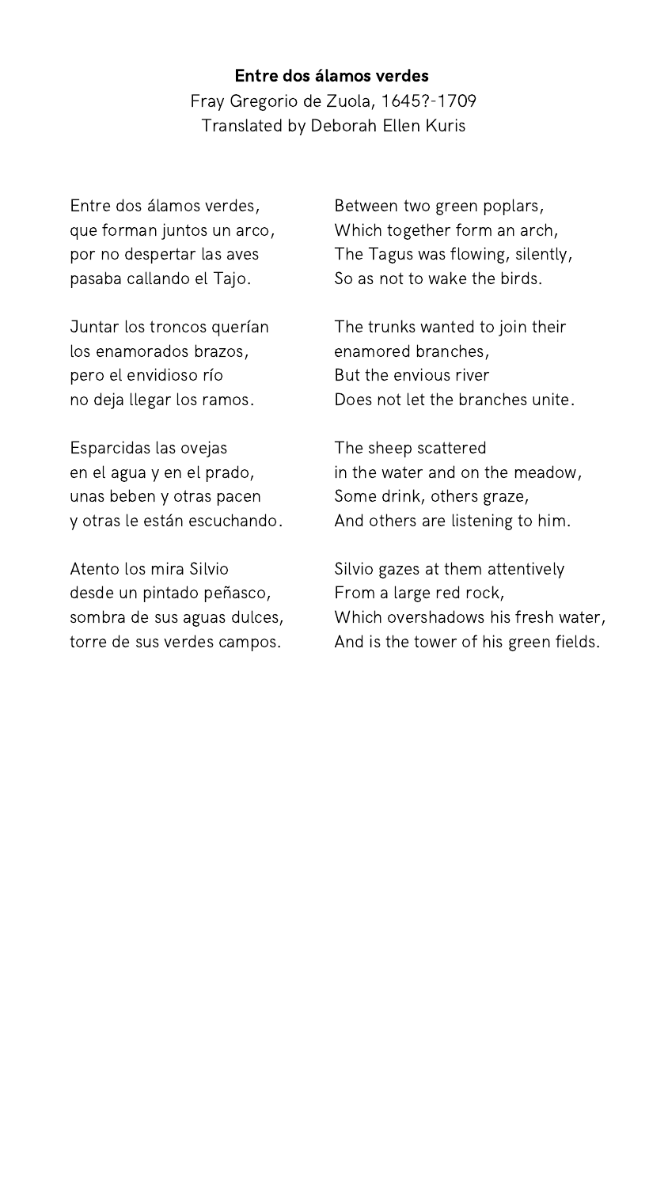**Entre dos álamos verdes**

Fray Gregorio de Zuola, 1645?-1709

Translated by Deborah Ellen Kuris

Entre dos álamos verdes,
que forman juntos un arco,
por no despertar las aves
pasaba callando el Tajo.

Juntar los troncos querían
los enamorados brazos,
pero el envidioso río
no deja llegar los ramos.

Esparcidas las ovejas
en el agua y en el prado,
unas beben y otras pacen
y otras le están escuchando.

Atento los mira Silvio
desde un pintado peñasco,
sombra de sus aguas dulces,
torre de sus verdes campos.

Between two green poplars,
Which together form an arch,
The Tagus was flowing, silently,
So as not to wake the birds.

The trunks wanted to join their
enamored branches,
But the envious river
Does not let the branches unite.

The sheep scattered
in the water and on the meadow,
Some drink, others graze,
And others are listening to him.

Silvio gazes at them attentively
From a large red rock,
Which overshadows his fresh water,
And is the tower of his green fields.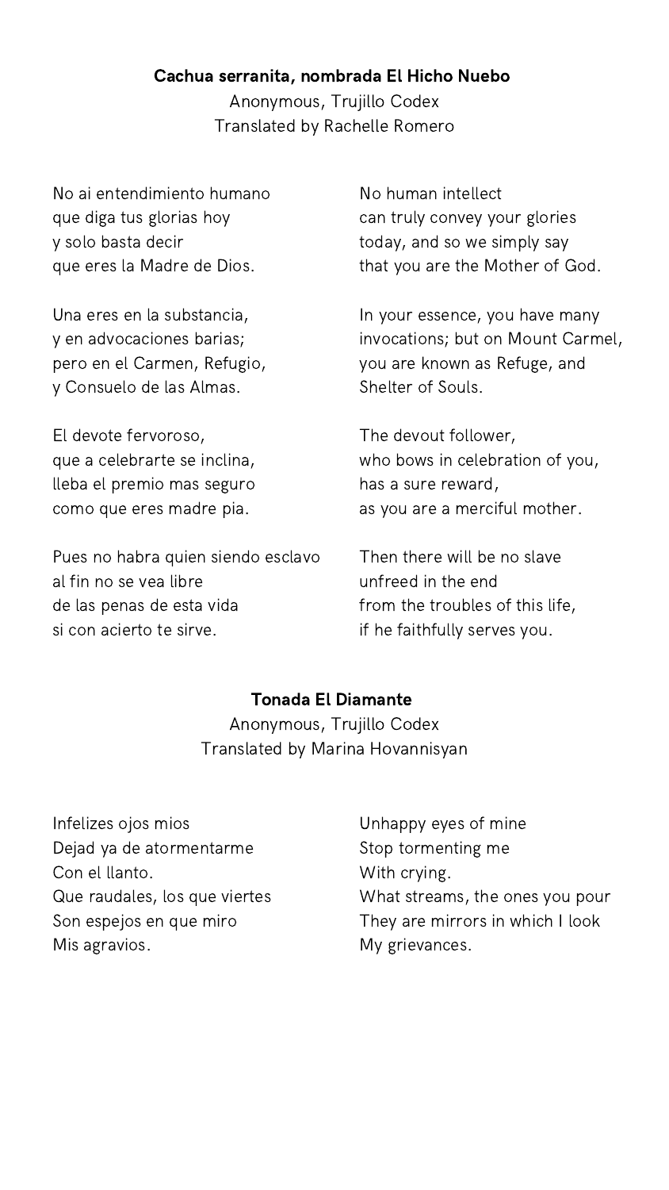**Cachua serranita, nombrada El Hicho Nuebo**

Anonymous, Trujillo Codex
Translated by Rachelle Romero

No ai entendimiento humano
que diga tus glorias hoy
y solo basta decir
que eres la Madre de Dios.

No human intellect
can truly convey your glories
today, and so we simply say
that you are the Mother of God.

Una eres en la substancia,
y en advocaciones barias;
pero en el Carmen, Refugio,
y Consuelo de las Almas.

In your essence, you have many
invocations; but on Mount Carmel,
you are known as Refuge, and
Shelter of Souls.

El devote fervoroso,
que a celebrarte se inclina,
lleba el premio mas seguro
como que eres madre pia.

The devout follower,
who bows in celebration of you,
has a sure reward,
as you are a merciful mother.

Pues no habra quien siendo esclavo
al fin no se vea libre
de las penas de esta vida
si con acierto te sirve.

Then there will be no slave
unfreed in the end
from the troubles of this life,
if he faithfully serves you.

**Tonada El Diamante**

Anonymous, Trujillo Codex
Translated by Marina Hovannisyan

Infelizes ojos mios
Dejad ya de atormentarme
Con el llanto.
Que raudales, los que viertes
Son espejos en que miro
Mis agravios.

Unhappy eyes of mine
Stop tormenting me
With crying.
What streams, the ones you pour
They are mirrors in which I look
My grievances.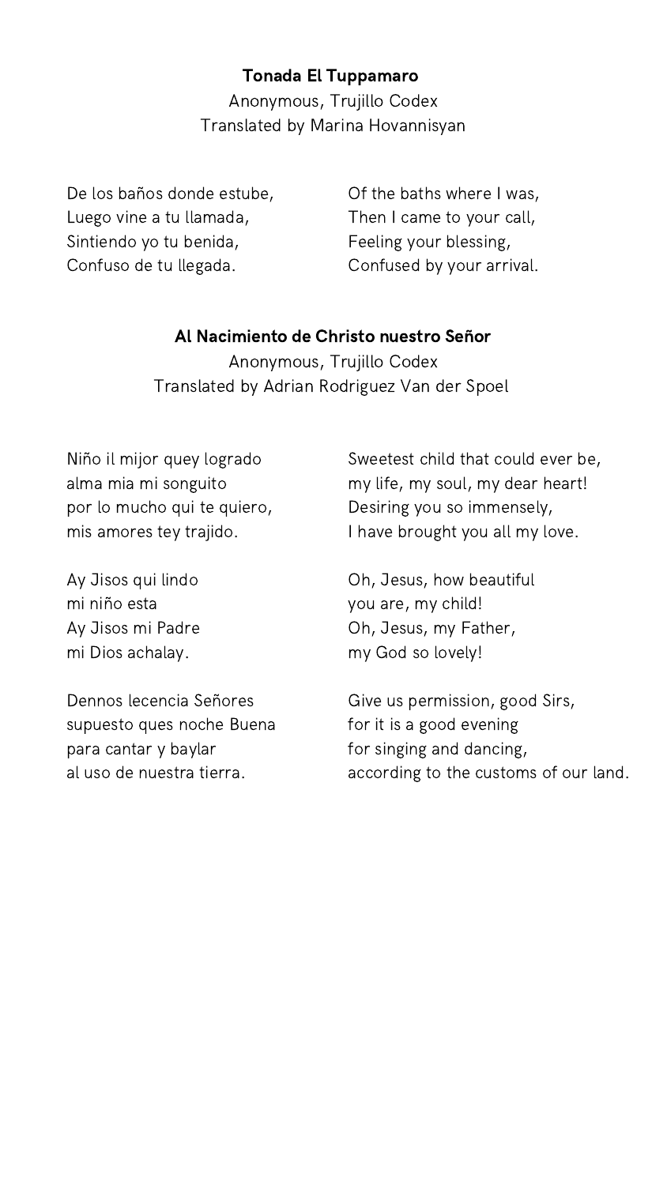**Tonada El Tuppamaro**

Anonymous, Trujillo Codex
Translated by Marina Hovannisyan

| | |
|---|---|
| De los baños donde estube,<br>Luego vine a tu llamada,<br>Sintiendo yo tu benida,<br>Confuso de tu llegada. | Of the baths where I was,<br>Then I came to your call,<br>Feeling your blessing,<br>Confused by your arrival. |

**Al Nacimiento de Christo nuestro Señor**

Anonymous, Trujillo Codex
Translated by Adrian Rodriguez Van der Spoel

| | |
|---|---|
| Niño il mijor quey logrado<br>alma mia mi songuito<br>por lo mucho qui te quiero,<br>mis amores tey trajido. | Sweetest child that could ever be,<br>my life, my soul, my dear heart!<br>Desiring you so immensely,<br>I have brought you all my love. |
| Ay Jisos qui lindo<br>mi niño esta<br>Ay Jisos mi Padre<br>mi Dios achalay. | Oh, Jesus, how beautiful<br>you are, my child!<br>Oh, Jesus, my Father,<br>my God so lovely! |
| Dennos lecencia Señores<br>supuesto ques noche Buena<br>para cantar y baylar<br>al uso de nuestra tierra. | Give us permission, good Sirs,<br>for it is a good evening<br>for singing and dancing,<br>according to the customs of our land. |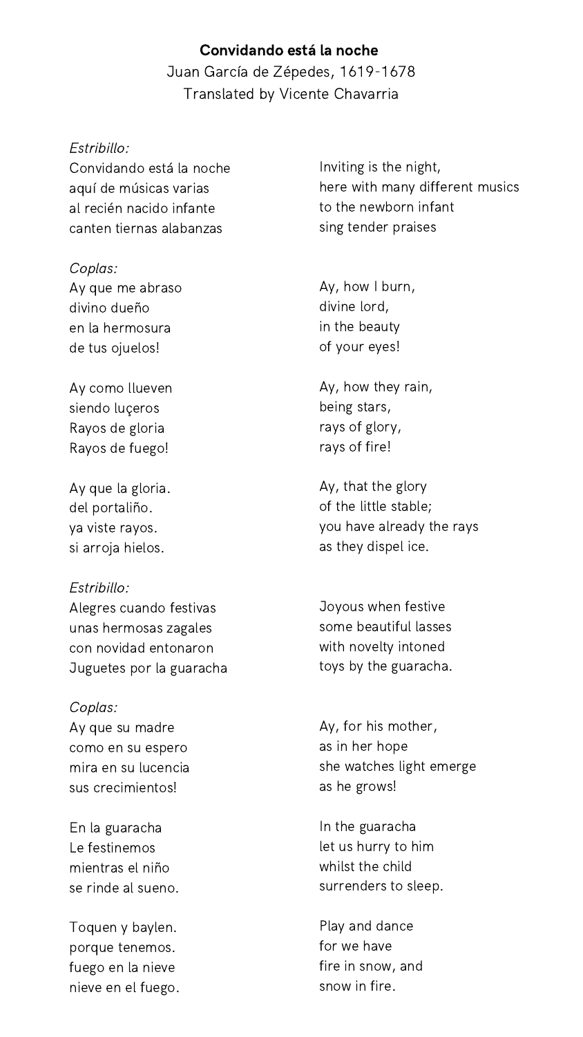**Convidando está la noche**
Juan García de Zépedes, 1619-1678
Translated by Vicente Chavarria

| | |
|---|---|
| *Estribillo:* | |
| Convidando está la noche<br>aquí de músicas varias<br>al recién nacido infante<br>canten tiernas alabanzas | Inviting is the night,<br>here with many different musics<br>to the newborn infant<br>sing tender praises |
| *Coplas:* | |
| Ay que me abraso<br>divino dueño<br>en la hermosura<br>de tus ojuelos! | Ay, how I burn,<br>divine lord,<br>in the beauty<br>of your eyes! |
| Ay como llueven<br>siendo luçeros<br>Rayos de gloria<br>Rayos de fuego! | Ay, how they rain,<br>being stars,<br>rays of glory,<br>rays of fire! |
| Ay que la gloria.<br>del portaliño.<br>ya viste rayos.<br>si arroja hielos. | Ay, that the glory<br>of the little stable;<br>you have already the rays<br>as they dispel ice. |
| *Estribillo:* | |
| Alegres cuando festivas<br>unas hermosas zagales<br>con novidad entonaron<br>Juguetes por la guaracha | Joyous when festive<br>some beautiful lasses<br>with novelty intoned<br>toys by the guaracha. |
| *Coplas:* | |
| Ay que su madre<br>como en su espero<br>mira en su lucencia<br>sus crecimientos! | Ay, for his mother,<br>as in her hope<br>she watches light emerge<br>as he grows! |
| En la guaracha<br>Le festinemos<br>mientras el niño<br>se rinde al sueno. | In the guaracha<br>let us hurry to him<br>whilst the child<br>surrenders to sleep. |
| Toquen y baylen.<br>porque tenemos.<br>fuego en la nieve<br>nieve en el fuego. | Play and dance<br>for we have<br>fire in snow, and<br>snow in fire. |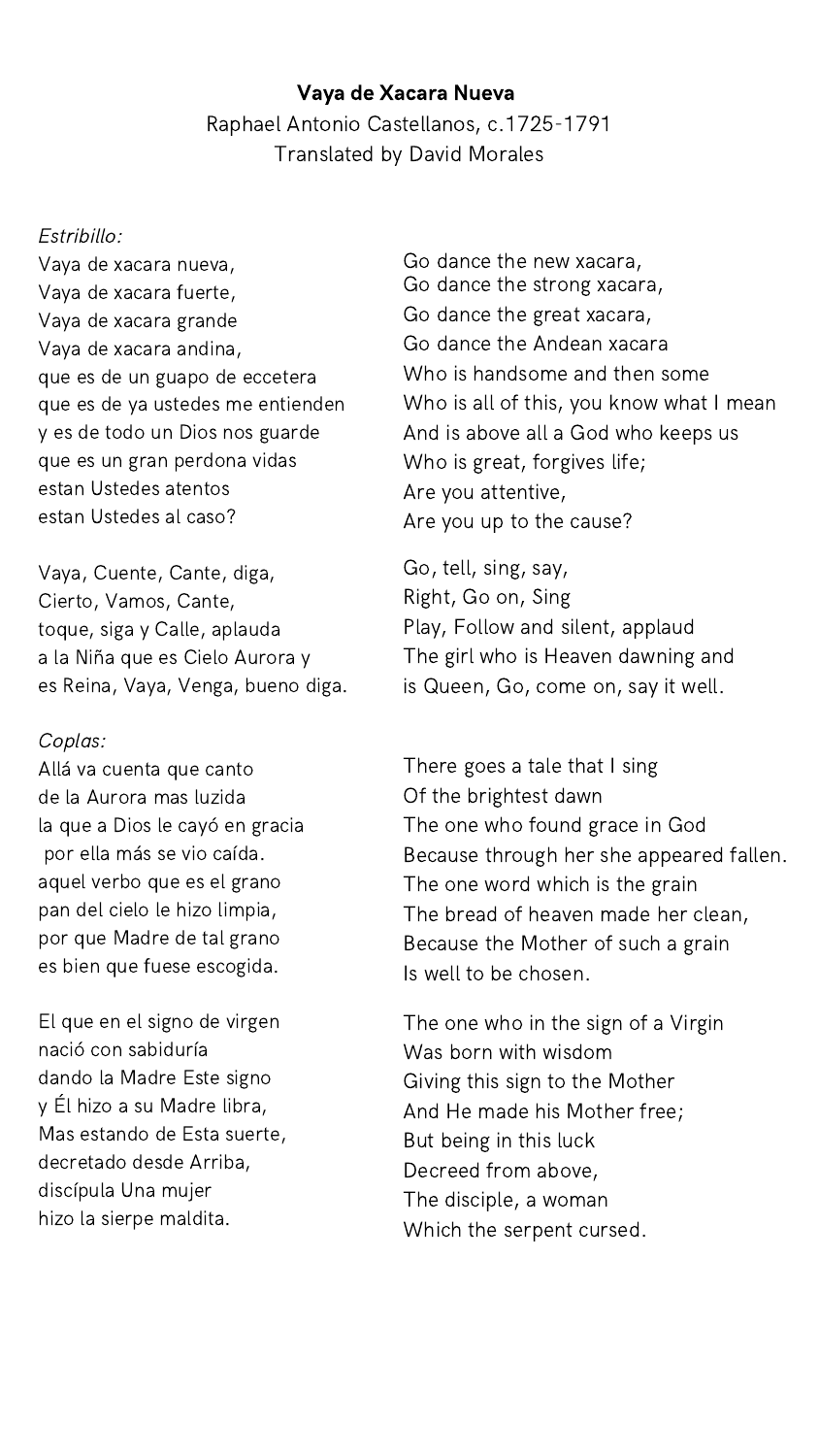**Vaya de Xacara Nueva**

Raphael Antonio Castellanos, c.1725-1791
Translated by David Morales

*Estribillo:*

Vaya de xacara nueva,
Vaya de xacara fuerte,
Vaya de xacara grande
Vaya de xacara andina,
que es de un guapo de eccetera
que es de ya ustedes me entienden
y es de todo un Dios nos guarde
que es un gran perdona vidas
estan Ustedes atentos
estan Ustedes al caso?

Go dance the new xacara,
Go dance the strong xacara,
Go dance the great xacara,
Go dance the Andean xacara
Who is handsome and then some
Who is all of this, you know what I mean
And is above all a God who keeps us
Who is great, forgives life;
Are you attentive,
Are you up to the cause?

Vaya, Cuente, Cante, diga,
Cierto, Vamos, Cante,
toque, siga y Calle, aplauda
a la Niña que es Cielo Aurora y
es Reina, Vaya, Venga, bueno diga.

Go, tell, sing, say,
Right, Go on, Sing
Play, Follow and silent, applaud
The girl who is Heaven dawning and
is Queen, Go, come on, say it well.

*Coplas:*

Allá va cuenta que canto
de la Aurora mas luzida
la que a Dios le cayó en gracia
por ella más se vio caída.
aquel verbo que es el grano
pan del cielo le hizo limpia,
por que Madre de tal grano
es bien que fuese escogida.

There goes a tale that I sing
Of the brightest dawn
The one who found grace in God
Because through her she appeared fallen.
The one word which is the grain
The bread of heaven made her clean,
Because the Mother of such a grain
Is well to be chosen.

El que en el signo de virgen
nació con sabiduría
dando la Madre Este signo
y Él hizo a su Madre libra,
Mas estando de Esta suerte,
decretado desde Arriba,
discípula Una mujer
hizo la sierpe maldita.

The one who in the sign of a Virgin
Was born with wisdom
Giving this sign to the Mother
And He made his Mother free;
But being in this luck
Decreed from above,
The disciple, a woman
Which the serpent cursed.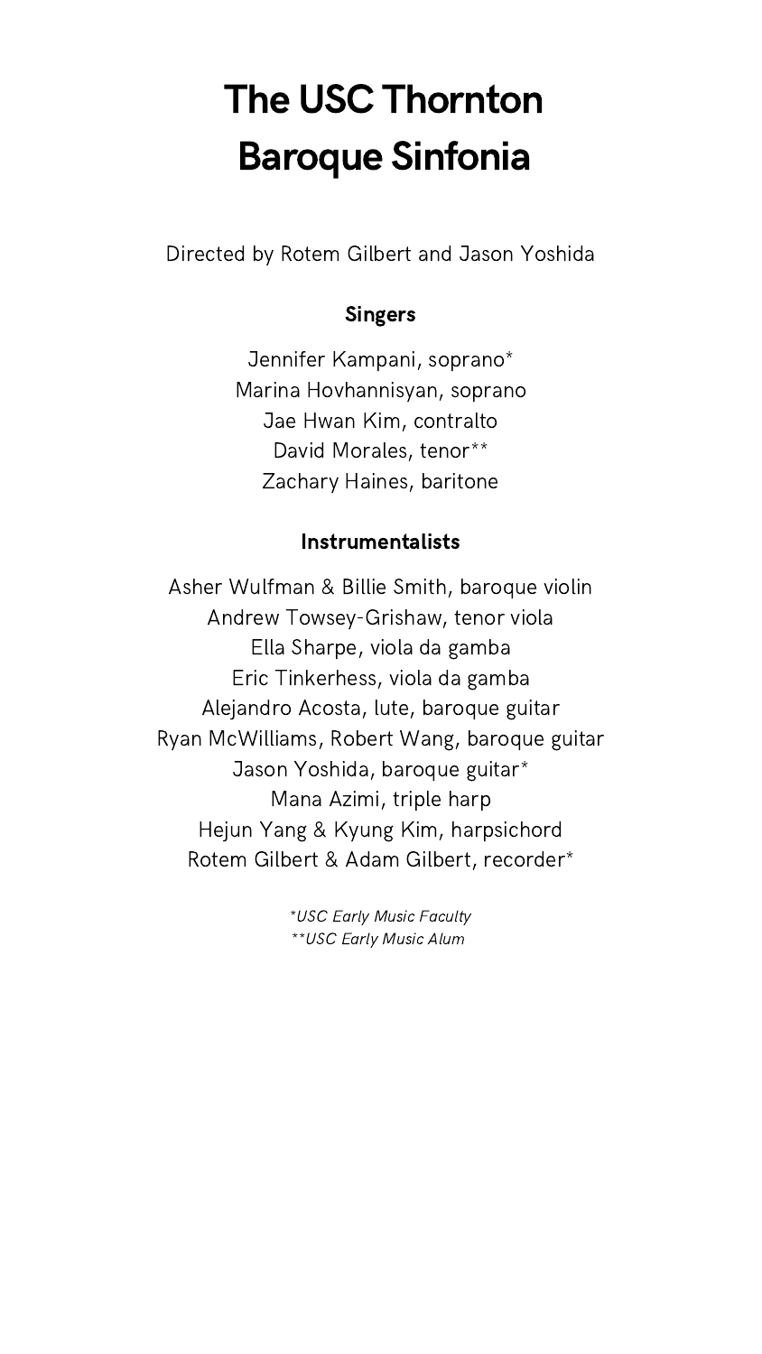# The USC Thornton Baroque Sinfonia

Directed by Rotem Gilbert and Jason Yoshida

### Singers

Jennifer Kampani, soprano*
Marina Hovhannisyan, soprano
Jae Hwan Kim, contralto
David Morales, tenor**
Zachary Haines, baritone

### Instrumentalists

Asher Wulfman & Billie Smith, baroque violin
Andrew Towsey-Grishaw, tenor viola
Ella Sharpe, viola da gamba
Eric Tinkerhess, viola da gamba
Alejandro Acosta, lute, baroque guitar
Ryan McWilliams, Robert Wang, baroque guitar
Jason Yoshida, baroque guitar*
Mana Azimi, triple harp
Hejun Yang & Kyung Kim, harpsichord
Rotem Gilbert & Adam Gilbert, recorder*

*\*USC Early Music Faculty*
*\*\*USC Early Music Alum*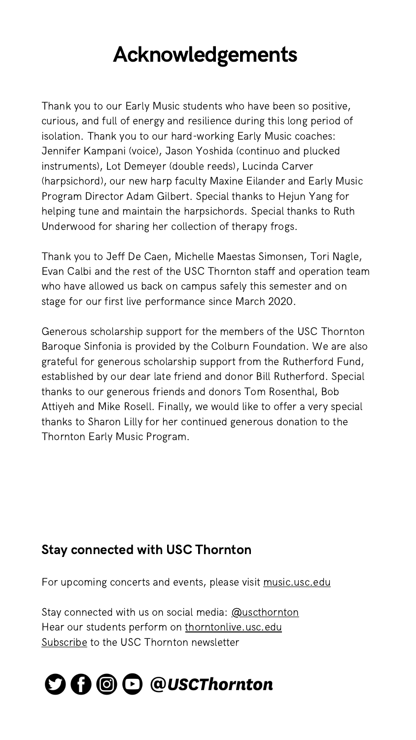# Acknowledgements

Thank you to our Early Music students who have been so positive, curious, and full of energy and resilience during this long period of isolation. Thank you to our hard-working Early Music coaches: Jennifer Kampani (voice), Jason Yoshida (continuo and plucked instruments), Lot Demeyer (double reeds), Lucinda Carver (harpsichord), our new harp faculty Maxine Eilander and Early Music Program Director Adam Gilbert. Special thanks to Hejun Yang for helping tune and maintain the harpsichords. Special thanks to Ruth Underwood for sharing her collection of therapy frogs.

Thank you to Jeff De Caen, Michelle Maestas Simonsen, Tori Nagle, Evan Calbi and the rest of the USC Thornton staff and operation team who have allowed us back on campus safely this semester and on stage for our first live performance since March 2020.

Generous scholarship support for the members of the USC Thornton Baroque Sinfonia is provided by the Colburn Foundation. We are also grateful for generous scholarship support from the Rutherford Fund, established by our dear late friend and donor Bill Rutherford. Special thanks to our generous friends and donors Tom Rosenthal, Bob Attiyeh and Mike Rosell. Finally, we would like to offer a very special thanks to Sharon Lilly for her continued generous donation to the Thornton Early Music Program.

## Stay connected with USC Thornton

For upcoming concerts and events, please visit music.usc.edu

Stay connected with us on social media: @uscthornton
Hear our students perform on thorntonlive.usc.edu
Subscribe to the USC Thornton newsletter

**@USCThornton**